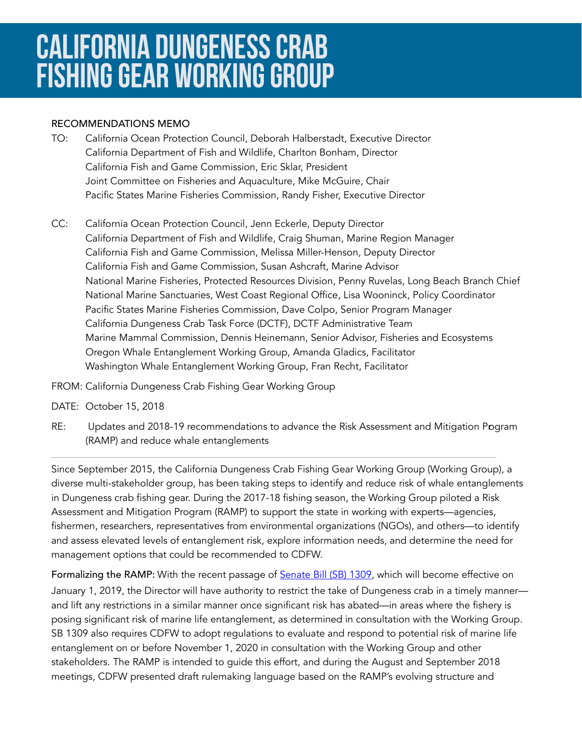# CALIFORNIA DUNGENESS CRAB FISHING GEAR WORKING GROUP

RECOMMENDATIONS MEMO

TO: California Ocean Protection Council, Deborah Halberstadt, Executive Director
California Department of Fish and Wildlife, Charlton Bonham, Director
California Fish and Game Commission, Eric Sklar, President
Joint Committee on Fisheries and Aquaculture, Mike McGuire, Chair
Pacific States Marine Fisheries Commission, Randy Fisher, Executive Director

CC: California Ocean Protection Council, Jenn Eckerle, Deputy Director
California Department of Fish and Wildlife, Craig Shuman, Marine Region Manager
California Fish and Game Commission, Melissa Miller-Henson, Deputy Director
California Fish and Game Commission, Susan Ashcraft, Marine Advisor
National Marine Fisheries, Protected Resources Division, Penny Ruvelas, Long Beach Branch Chief
National Marine Sanctuaries, West Coast Regional Office, Lisa Wooninck, Policy Coordinator
Pacific States Marine Fisheries Commission, Dave Colpo, Senior Program Manager
California Dungeness Crab Task Force (DCTF), DCTF Administrative Team
Marine Mammal Commission, Dennis Heinemann, Senior Advisor, Fisheries and Ecosystems
Oregon Whale Entanglement Working Group, Amanda Gladics, Facilitator
Washington Whale Entanglement Working Group, Fran Recht, Facilitator

FROM: California Dungeness Crab Fishing Gear Working Group

DATE: October 15, 2018

RE: Updates and 2018-19 recommendations to advance the Risk Assessment and Mitigation Program (RAMP) and reduce whale entanglements

---

Since September 2015, the California Dungeness Crab Fishing Gear Working Group (Working Group), a diverse multi-stakeholder group, has been taking steps to identify and reduce risk of whale entanglements in Dungeness crab fishing gear. During the 2017-18 fishing season, the Working Group piloted a Risk Assessment and Mitigation Program (RAMP) to support the state in working with experts—agencies, fishermen, researchers, representatives from environmental organizations (NGOs), and others—to identify and assess elevated levels of entanglement risk, explore information needs, and determine the need for management options that could be recommended to CDFW.

**Formalizing the RAMP:** With the recent passage of [Senate Bill (SB) 1309](), which will become effective on January 1, 2019, the Director will have authority to restrict the take of Dungeness crab in a timely manner—and lift any restrictions in a similar manner once significant risk has abated—in areas where the fishery is posing significant risk of marine life entanglement, as determined in consultation with the Working Group. SB 1309 also requires CDFW to adopt regulations to evaluate and respond to potential risk of marine life entanglement on or before November 1, 2020 in consultation with the Working Group and other stakeholders. The RAMP is intended to guide this effort, and during the August and September 2018 meetings, CDFW presented draft rulemaking language based on the RAMP's evolving structure and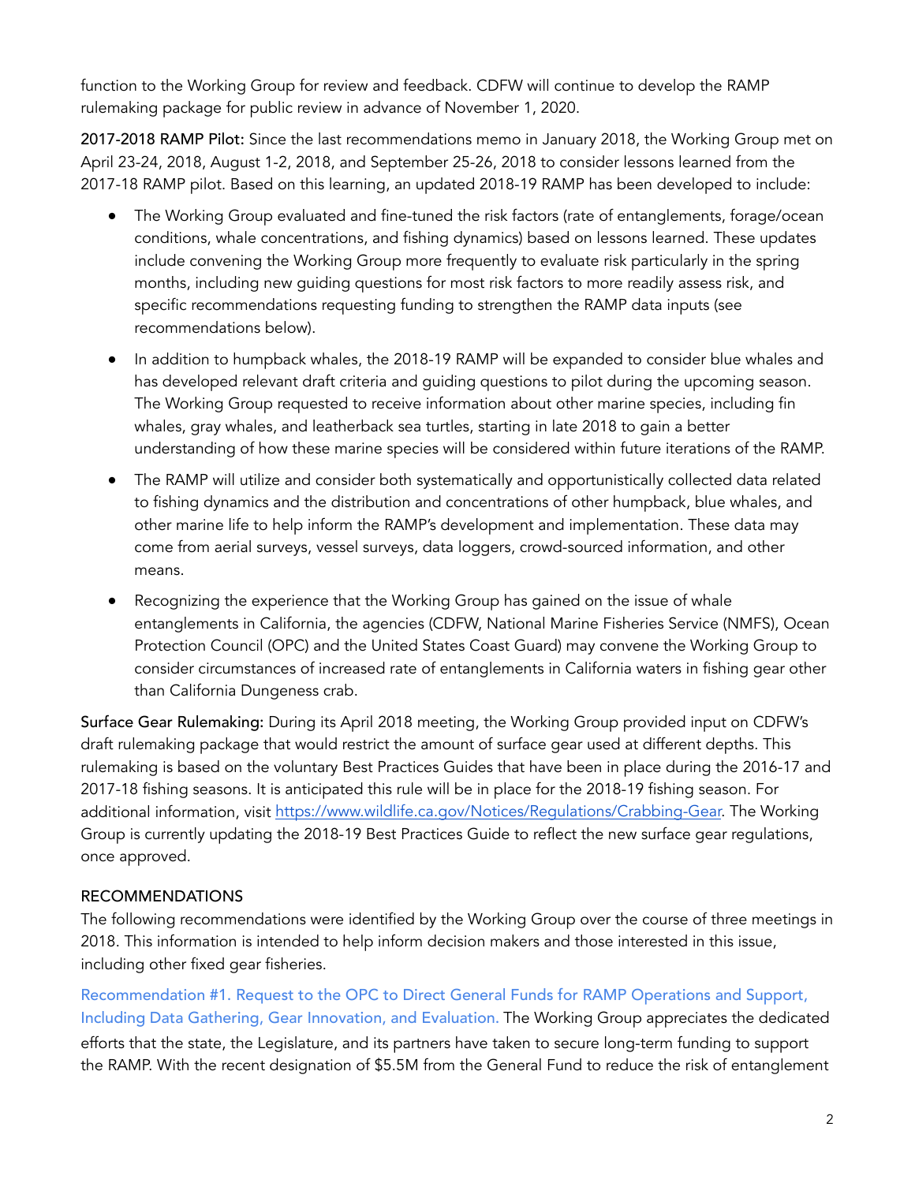function to the Working Group for review and feedback. CDFW will continue to develop the RAMP rulemaking package for public review in advance of November 1, 2020.

**2017-2018 RAMP Pilot:** Since the last recommendations memo in January 2018, the Working Group met on April 23-24, 2018, August 1-2, 2018, and September 25-26, 2018 to consider lessons learned from the 2017-18 RAMP pilot. Based on this learning, an updated 2018-19 RAMP has been developed to include:

- The Working Group evaluated and fine-tuned the risk factors (rate of entanglements, forage/ocean conditions, whale concentrations, and fishing dynamics) based on lessons learned. These updates include convening the Working Group more frequently to evaluate risk particularly in the spring months, including new guiding questions for most risk factors to more readily assess risk, and specific recommendations requesting funding to strengthen the RAMP data inputs (see recommendations below).
- In addition to humpback whales, the 2018-19 RAMP will be expanded to consider blue whales and has developed relevant draft criteria and guiding questions to pilot during the upcoming season. The Working Group requested to receive information about other marine species, including fin whales, gray whales, and leatherback sea turtles, starting in late 2018 to gain a better understanding of how these marine species will be considered within future iterations of the RAMP.
- The RAMP will utilize and consider both systematically and opportunistically collected data related to fishing dynamics and the distribution and concentrations of other humpback, blue whales, and other marine life to help inform the RAMP's development and implementation. These data may come from aerial surveys, vessel surveys, data loggers, crowd-sourced information, and other means.
- Recognizing the experience that the Working Group has gained on the issue of whale entanglements in California, the agencies (CDFW, National Marine Fisheries Service (NMFS), Ocean Protection Council (OPC) and the United States Coast Guard) may convene the Working Group to consider circumstances of increased rate of entanglements in California waters in fishing gear other than California Dungeness crab.

**Surface Gear Rulemaking:** During its April 2018 meeting, the Working Group provided input on CDFW's draft rulemaking package that would restrict the amount of surface gear used at different depths. This rulemaking is based on the voluntary Best Practices Guides that have been in place during the 2016-17 and 2017-18 fishing seasons. It is anticipated this rule will be in place for the 2018-19 fishing season. For additional information, visit https://www.wildlife.ca.gov/Notices/Regulations/Crabbing-Gear. The Working Group is currently updating the 2018-19 Best Practices Guide to reflect the new surface gear regulations, once approved.

## RECOMMENDATIONS

The following recommendations were identified by the Working Group over the course of three meetings in 2018. This information is intended to help inform decision makers and those interested in this issue, including other fixed gear fisheries.

### Recommendation #1. Request to the OPC to Direct General Funds for RAMP Operations and Support, Including Data Gathering, Gear Innovation, and Evaluation.

The Working Group appreciates the dedicated efforts that the state, the Legislature, and its partners have taken to secure long-term funding to support the RAMP. With the recent designation of $5.5M from the General Fund to reduce the risk of entanglement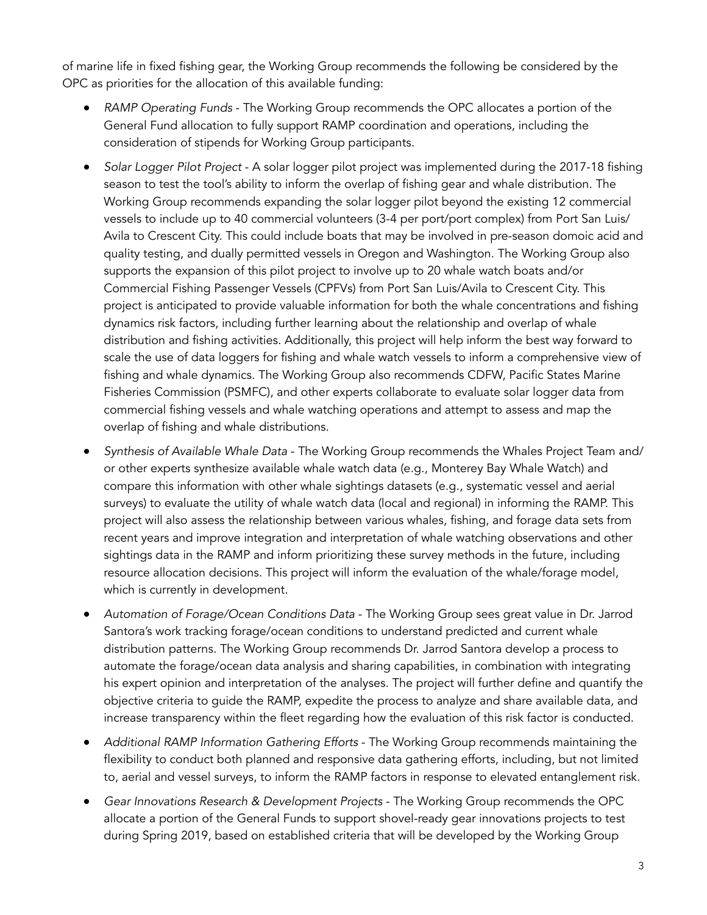of marine life in fixed fishing gear, the Working Group recommends the following be considered by the OPC as priorities for the allocation of this available funding:

- *RAMP Operating Funds* - The Working Group recommends the OPC allocates a portion of the General Fund allocation to fully support RAMP coordination and operations, including the consideration of stipends for Working Group participants.
- *Solar Logger Pilot Project* - A solar logger pilot project was implemented during the 2017-18 fishing season to test the tool's ability to inform the overlap of fishing gear and whale distribution. The Working Group recommends expanding the solar logger pilot beyond the existing 12 commercial vessels to include up to 40 commercial volunteers (3-4 per port/port complex) from Port San Luis/ Avila to Crescent City. This could include boats that may be involved in pre-season domoic acid and quality testing, and dually permitted vessels in Oregon and Washington. The Working Group also supports the expansion of this pilot project to involve up to 20 whale watch boats and/or Commercial Fishing Passenger Vessels (CPFVs) from Port San Luis/Avila to Crescent City. This project is anticipated to provide valuable information for both the whale concentrations and fishing dynamics risk factors, including further learning about the relationship and overlap of whale distribution and fishing activities. Additionally, this project will help inform the best way forward to scale the use of data loggers for fishing and whale watch vessels to inform a comprehensive view of fishing and whale dynamics. The Working Group also recommends CDFW, Pacific States Marine Fisheries Commission (PSMFC), and other experts collaborate to evaluate solar logger data from commercial fishing vessels and whale watching operations and attempt to assess and map the overlap of fishing and whale distributions.
- *Synthesis of Available Whale Data* - The Working Group recommends the Whales Project Team and/ or other experts synthesize available whale watch data (e.g., Monterey Bay Whale Watch) and compare this information with other whale sightings datasets (e.g., systematic vessel and aerial surveys) to evaluate the utility of whale watch data (local and regional) in informing the RAMP. This project will also assess the relationship between various whales, fishing, and forage data sets from recent years and improve integration and interpretation of whale watching observations and other sightings data in the RAMP and inform prioritizing these survey methods in the future, including resource allocation decisions. This project will inform the evaluation of the whale/forage model, which is currently in development.
- *Automation of Forage/Ocean Conditions Data* - The Working Group sees great value in Dr. Jarrod Santora's work tracking forage/ocean conditions to understand predicted and current whale distribution patterns. The Working Group recommends Dr. Jarrod Santora develop a process to automate the forage/ocean data analysis and sharing capabilities, in combination with integrating his expert opinion and interpretation of the analyses. The project will further define and quantify the objective criteria to guide the RAMP, expedite the process to analyze and share available data, and increase transparency within the fleet regarding how the evaluation of this risk factor is conducted.
- *Additional RAMP Information Gathering Efforts* - The Working Group recommends maintaining the flexibility to conduct both planned and responsive data gathering efforts, including, but not limited to, aerial and vessel surveys, to inform the RAMP factors in response to elevated entanglement risk.
- *Gear Innovations Research & Development Projects* - The Working Group recommends the OPC allocate a portion of the General Funds to support shovel-ready gear innovations projects to test during Spring 2019, based on established criteria that will be developed by the Working Group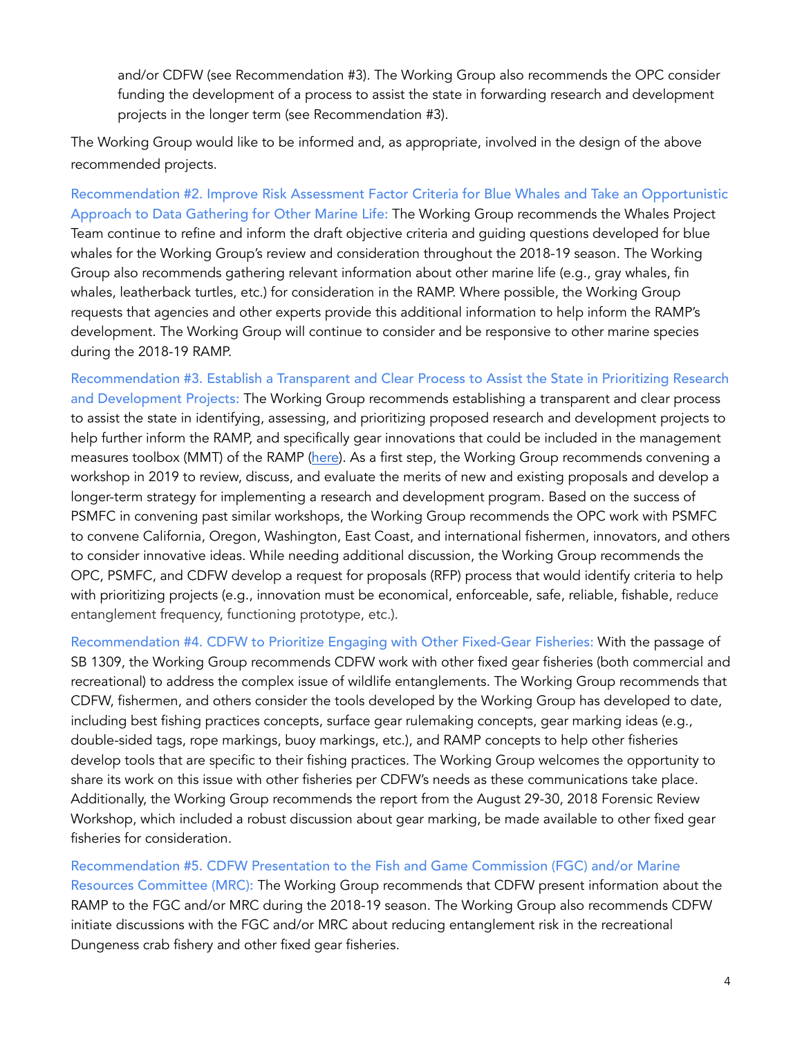and/or CDFW (see Recommendation #3). The Working Group also recommends the OPC consider funding the development of a process to assist the state in forwarding research and development projects in the longer term (see Recommendation #3).

The Working Group would like to be informed and, as appropriate, involved in the design of the above recommended projects.

**Recommendation #2. Improve Risk Assessment Factor Criteria for Blue Whales and Take an Opportunistic Approach to Data Gathering for Other Marine Life:** The Working Group recommends the Whales Project Team continue to refine and inform the draft objective criteria and guiding questions developed for blue whales for the Working Group's review and consideration throughout the 2018-19 season. The Working Group also recommends gathering relevant information about other marine life (e.g., gray whales, fin whales, leatherback turtles, etc.) for consideration in the RAMP. Where possible, the Working Group requests that agencies and other experts provide this additional information to help inform the RAMP's development. The Working Group will continue to consider and be responsive to other marine species during the 2018-19 RAMP.

**Recommendation #3. Establish a Transparent and Clear Process to Assist the State in Prioritizing Research and Development Projects:** The Working Group recommends establishing a transparent and clear process to assist the state in identifying, assessing, and prioritizing proposed research and development projects to help further inform the RAMP, and specifically gear innovations that could be included in the management measures toolbox (MMT) of the RAMP (here). As a first step, the Working Group recommends convening a workshop in 2019 to review, discuss, and evaluate the merits of new and existing proposals and develop a longer-term strategy for implementing a research and development program. Based on the success of PSMFC in convening past similar workshops, the Working Group recommends the OPC work with PSMFC to convene California, Oregon, Washington, East Coast, and international fishermen, innovators, and others to consider innovative ideas. While needing additional discussion, the Working Group recommends the OPC, PSMFC, and CDFW develop a request for proposals (RFP) process that would identify criteria to help with prioritizing projects (e.g., innovation must be economical, enforceable, safe, reliable, fishable, reduce entanglement frequency, functioning prototype, etc.).

**Recommendation #4. CDFW to Prioritize Engaging with Other Fixed-Gear Fisheries:** With the passage of SB 1309, the Working Group recommends CDFW work with other fixed gear fisheries (both commercial and recreational) to address the complex issue of wildlife entanglements. The Working Group recommends that CDFW, fishermen, and others consider the tools developed by the Working Group has developed to date, including best fishing practices concepts, surface gear rulemaking concepts, gear marking ideas (e.g., double-sided tags, rope markings, buoy markings, etc.), and RAMP concepts to help other fisheries develop tools that are specific to their fishing practices. The Working Group welcomes the opportunity to share its work on this issue with other fisheries per CDFW's needs as these communications take place. Additionally, the Working Group recommends the report from the August 29-30, 2018 Forensic Review Workshop, which included a robust discussion about gear marking, be made available to other fixed gear fisheries for consideration.

**Recommendation #5. CDFW Presentation to the Fish and Game Commission (FGC) and/or Marine Resources Committee (MRC):** The Working Group recommends that CDFW present information about the RAMP to the FGC and/or MRC during the 2018-19 season. The Working Group also recommends CDFW initiate discussions with the FGC and/or MRC about reducing entanglement risk in the recreational Dungeness crab fishery and other fixed gear fisheries.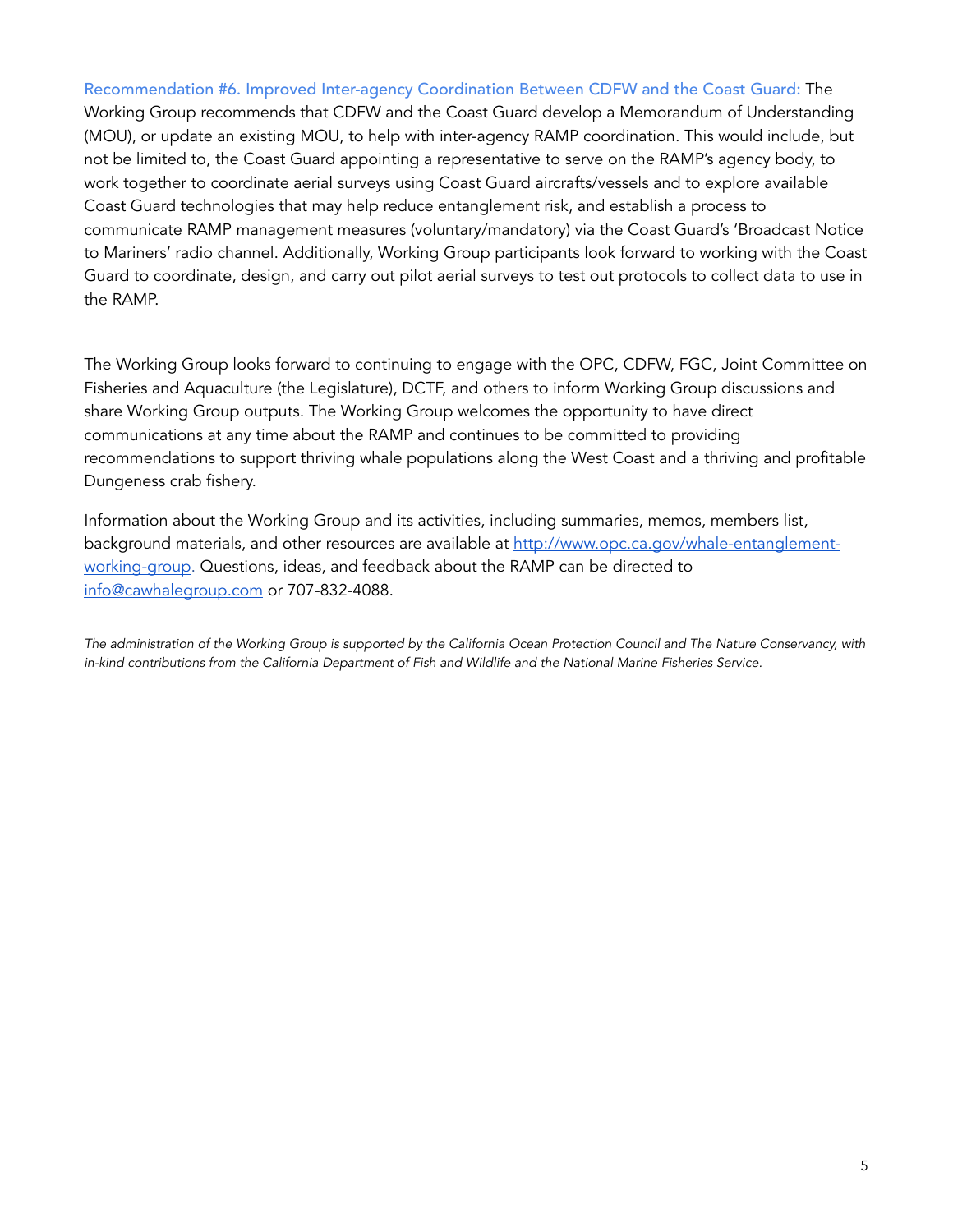**Recommendation #6. Improved Inter-agency Coordination Between CDFW and the Coast Guard:** The Working Group recommends that CDFW and the Coast Guard develop a Memorandum of Understanding (MOU), or update an existing MOU, to help with inter-agency RAMP coordination. This would include, but not be limited to, the Coast Guard appointing a representative to serve on the RAMP's agency body, to work together to coordinate aerial surveys using Coast Guard aircrafts/vessels and to explore available Coast Guard technologies that may help reduce entanglement risk, and establish a process to communicate RAMP management measures (voluntary/mandatory) via the Coast Guard's 'Broadcast Notice to Mariners' radio channel. Additionally, Working Group participants look forward to working with the Coast Guard to coordinate, design, and carry out pilot aerial surveys to test out protocols to collect data to use in the RAMP.

The Working Group looks forward to continuing to engage with the OPC, CDFW, FGC, Joint Committee on Fisheries and Aquaculture (the Legislature), DCTF, and others to inform Working Group discussions and share Working Group outputs. The Working Group welcomes the opportunity to have direct communications at any time about the RAMP and continues to be committed to providing recommendations to support thriving whale populations along the West Coast and a thriving and profitable Dungeness crab fishery.

Information about the Working Group and its activities, including summaries, memos, members list, background materials, and other resources are available at [http://www.opc.ca.gov/whale-entanglement-working-group](http://www.opc.ca.gov/whale-entanglement-working-group). Questions, ideas, and feedback about the RAMP can be directed to [info@cawhalegroup.com](mailto:info@cawhalegroup.com) or 707-832-4088.

*The administration of the Working Group is supported by the California Ocean Protection Council and The Nature Conservancy, with in-kind contributions from the California Department of Fish and Wildlife and the National Marine Fisheries Service.*